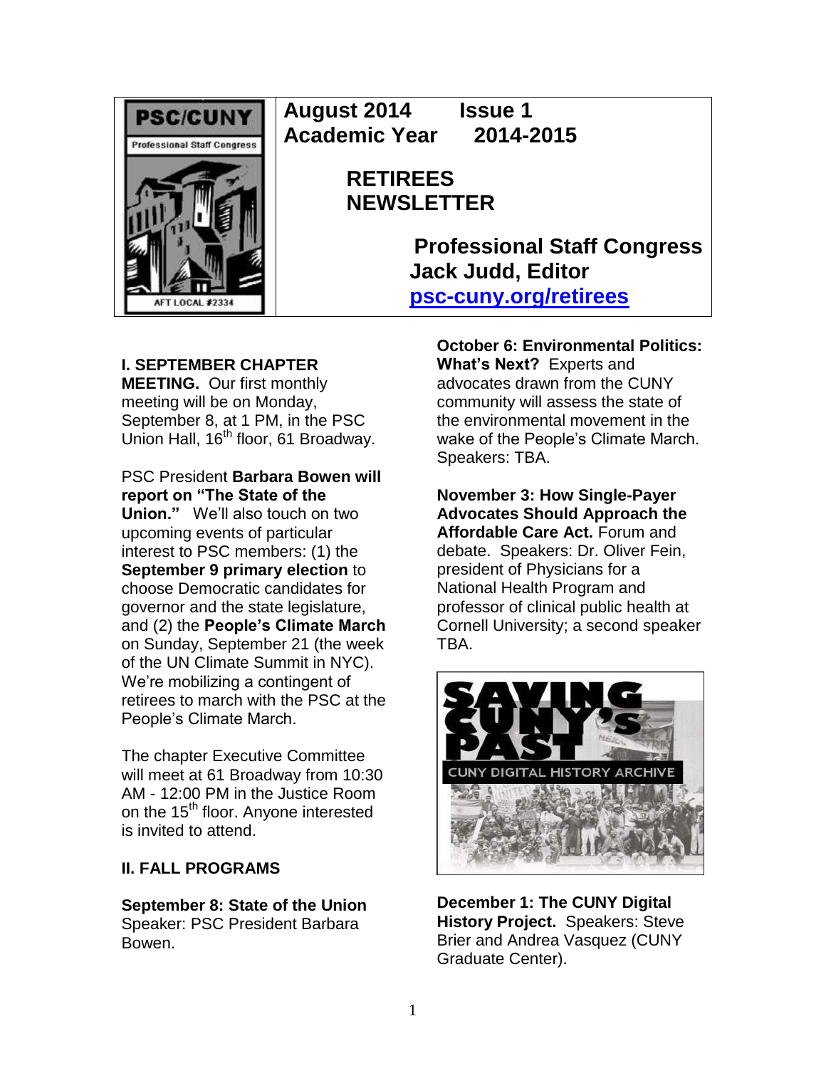**PSC/CUNY**
Professional Staff Congress
AFT LOCAL #2334

**August 2014 Issue 1**
**Academic Year 2014-2015**

# RETIREES NEWSLETTER

**Professional Staff Congress**
**Jack Judd, Editor**
**psc-cuny.org/retirees**

**I. SEPTEMBER CHAPTER MEETING.** Our first monthly meeting will be on Monday, September 8, at 1 PM, in the PSC Union Hall, 16th floor, 61 Broadway.

PSC President **Barbara Bowen will report on "The State of the Union."** We'll also touch on two upcoming events of particular interest to PSC members: (1) the **September 9 primary election** to choose Democratic candidates for governor and the state legislature, and (2) the **People's Climate March** on Sunday, September 21 (the week of the UN Climate Summit in NYC). We're mobilizing a contingent of retirees to march with the PSC at the People's Climate March.

The chapter Executive Committee will meet at 61 Broadway from 10:30 AM - 12:00 PM in the Justice Room on the 15th floor. Anyone interested is invited to attend.

**II. FALL PROGRAMS**

**September 8: State of the Union** Speaker: PSC President Barbara Bowen.

**October 6: Environmental Politics: What's Next?** Experts and advocates drawn from the CUNY community will assess the state of the environmental movement in the wake of the People's Climate March. Speakers: TBA.

**November 3: How Single-Payer Advocates Should Approach the Affordable Care Act.** Forum and debate. Speakers: Dr. Oliver Fein, president of Physicians for a National Health Program and professor of clinical public health at Cornell University; a second speaker TBA.

SAVING CUNY'S PAST
CUNY DIGITAL HISTORY ARCHIVE

**December 1: The CUNY Digital History Project.** Speakers: Steve Brier and Andrea Vasquez (CUNY Graduate Center).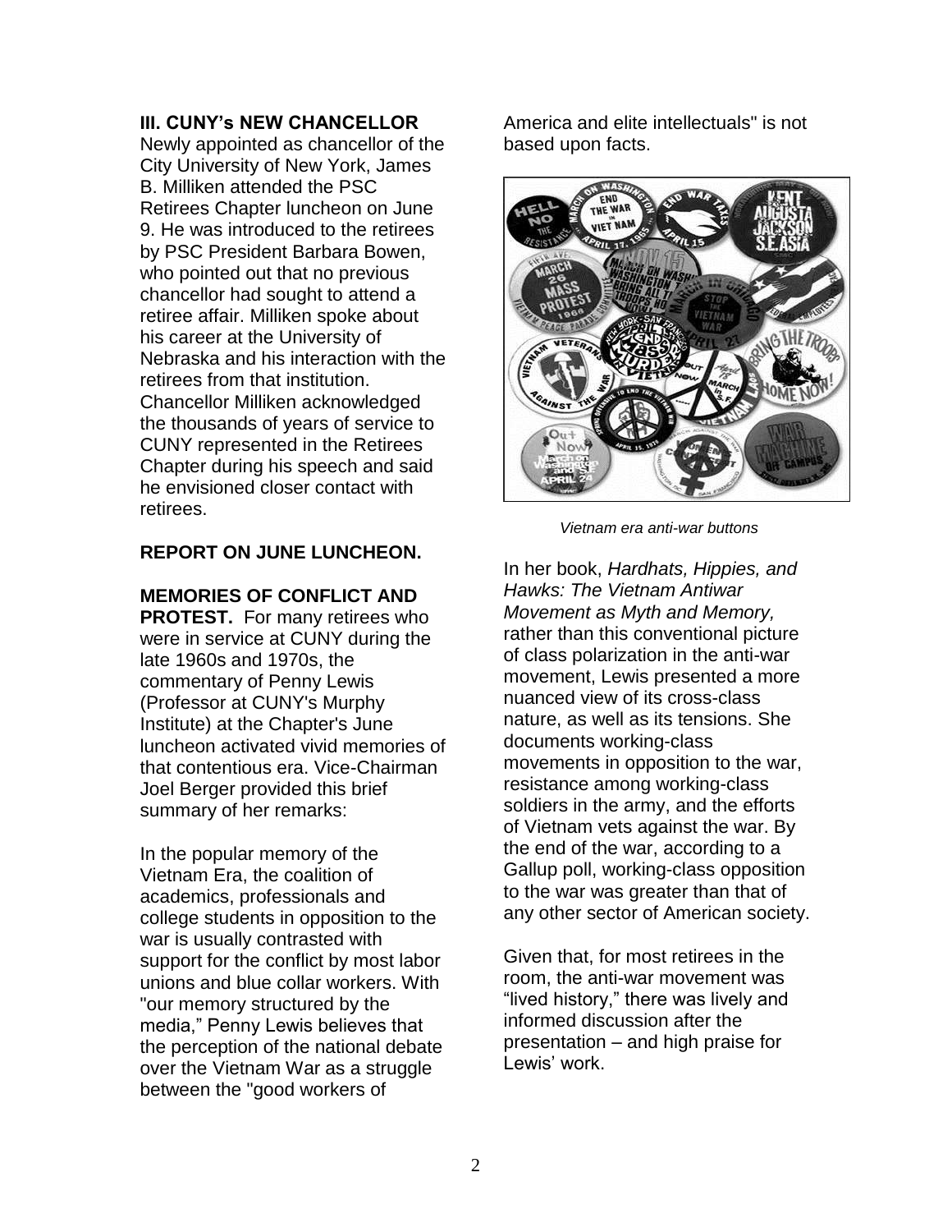### III. CUNY's NEW CHANCELLOR

Newly appointed as chancellor of the City University of New York, James B. Milliken attended the PSC Retirees Chapter luncheon on June 9. He was introduced to the retirees by PSC President Barbara Bowen, who pointed out that no previous chancellor had sought to attend a retiree affair. Milliken spoke about his career at the University of Nebraska and his interaction with the retirees from that institution. Chancellor Milliken acknowledged the thousands of years of service to CUNY represented in the Retirees Chapter during his speech and said he envisioned closer contact with retirees.

### REPORT ON JUNE LUNCHEON.

**MEMORIES OF CONFLICT AND PROTEST.** For many retirees who were in service at CUNY during the late 1960s and 1970s, the commentary of Penny Lewis (Professor at CUNY's Murphy Institute) at the Chapter's June luncheon activated vivid memories of that contentious era. Vice-Chairman Joel Berger provided this brief summary of her remarks:

In the popular memory of the Vietnam Era, the coalition of academics, professionals and college students in opposition to the war is usually contrasted with support for the conflict by most labor unions and blue collar workers. With "our memory structured by the media," Penny Lewis believes that the perception of the national debate over the Vietnam War as a struggle between the "good workers of America and elite intellectuals" is not based upon facts.

*Vietnam era anti-war buttons*

In her book, *Hardhats, Hippies, and Hawks: The Vietnam Antiwar Movement as Myth and Memory,* rather than this conventional picture of class polarization in the anti-war movement, Lewis presented a more nuanced view of its cross-class nature, as well as its tensions. She documents working-class movements in opposition to the war, resistance among working-class soldiers in the army, and the efforts of Vietnam vets against the war. By the end of the war, according to a Gallup poll, working-class opposition to the war was greater than that of any other sector of American society.

Given that, for most retirees in the room, the anti-war movement was "lived history," there was lively and informed discussion after the presentation – and high praise for Lewis' work.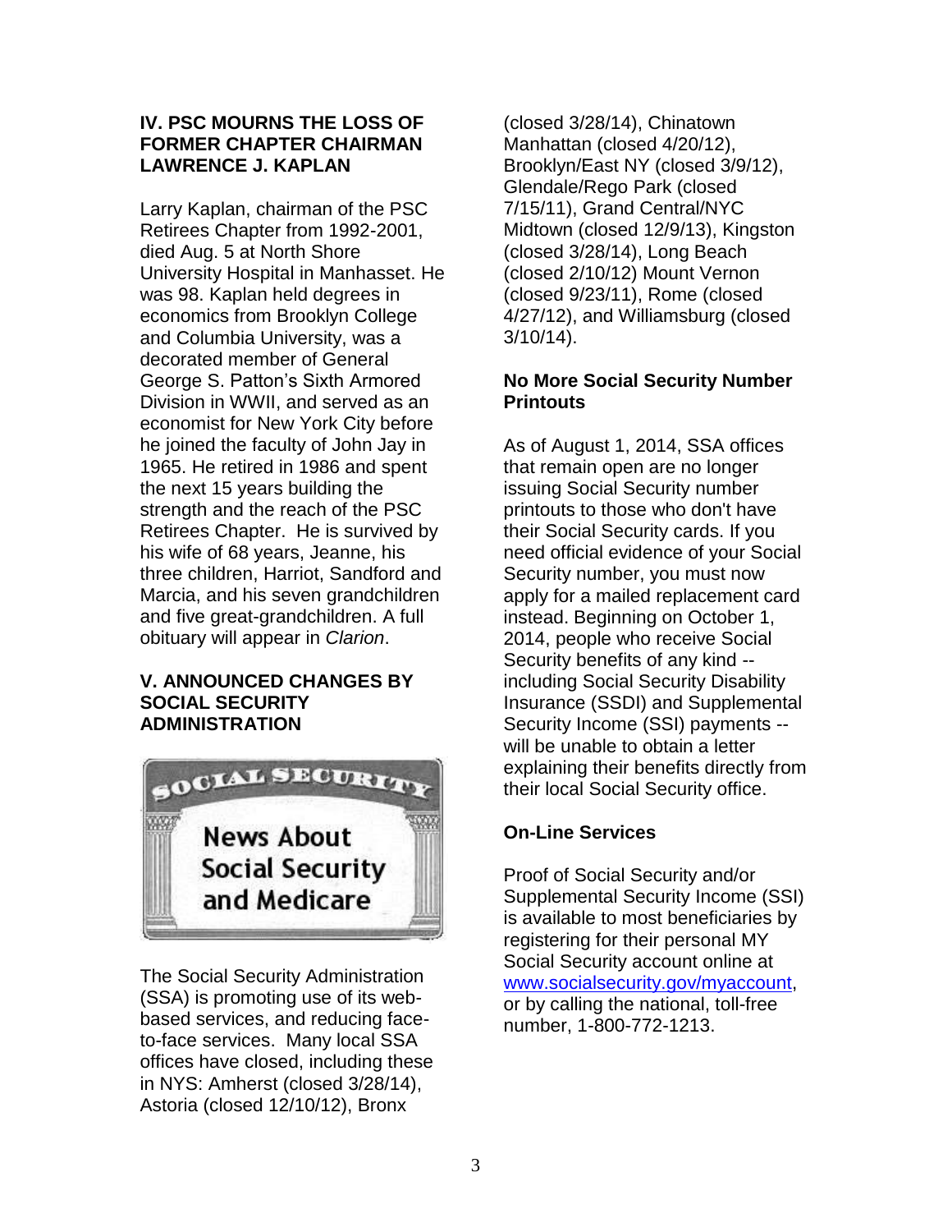## IV. PSC MOURNS THE LOSS OF FORMER CHAPTER CHAIRMAN LAWRENCE J. KAPLAN

Larry Kaplan, chairman of the PSC Retirees Chapter from 1992-2001, died Aug. 5 at North Shore University Hospital in Manhasset. He was 98. Kaplan held degrees in economics from Brooklyn College and Columbia University, was a decorated member of General George S. Patton's Sixth Armored Division in WWII, and served as an economist for New York City before he joined the faculty of John Jay in 1965. He retired in 1986 and spent the next 15 years building the strength and the reach of the PSC Retirees Chapter. He is survived by his wife of 68 years, Jeanne, his three children, Harriot, Sandford and Marcia, and his seven grandchildren and five great-grandchildren. A full obituary will appear in *Clarion*.

## V. ANNOUNCED CHANGES BY SOCIAL SECURITY ADMINISTRATION

SOCIAL SECURITY

News About Social Security and Medicare

The Social Security Administration (SSA) is promoting use of its web-based services, and reducing face-to-face services. Many local SSA offices have closed, including these in NYS: Amherst (closed 3/28/14), Astoria (closed 12/10/12), Bronx (closed 3/28/14), Chinatown Manhattan (closed 4/20/12), Brooklyn/East NY (closed 3/9/12), Glendale/Rego Park (closed 7/15/11), Grand Central/NYC Midtown (closed 12/9/13), Kingston (closed 3/28/14), Long Beach (closed 2/10/12) Mount Vernon (closed 9/23/11), Rome (closed 4/27/12), and Williamsburg (closed 3/10/14).

### No More Social Security Number Printouts

As of August 1, 2014, SSA offices that remain open are no longer issuing Social Security number printouts to those who don't have their Social Security cards. If you need official evidence of your Social Security number, you must now apply for a mailed replacement card instead. Beginning on October 1, 2014, people who receive Social Security benefits of any kind -- including Social Security Disability Insurance (SSDI) and Supplemental Security Income (SSI) payments -- will be unable to obtain a letter explaining their benefits directly from their local Social Security office.

### On-Line Services

Proof of Social Security and/or Supplemental Security Income (SSI) is available to most beneficiaries by registering for their personal MY Social Security account online at www.socialsecurity.gov/myaccount, or by calling the national, toll-free number, 1-800-772-1213.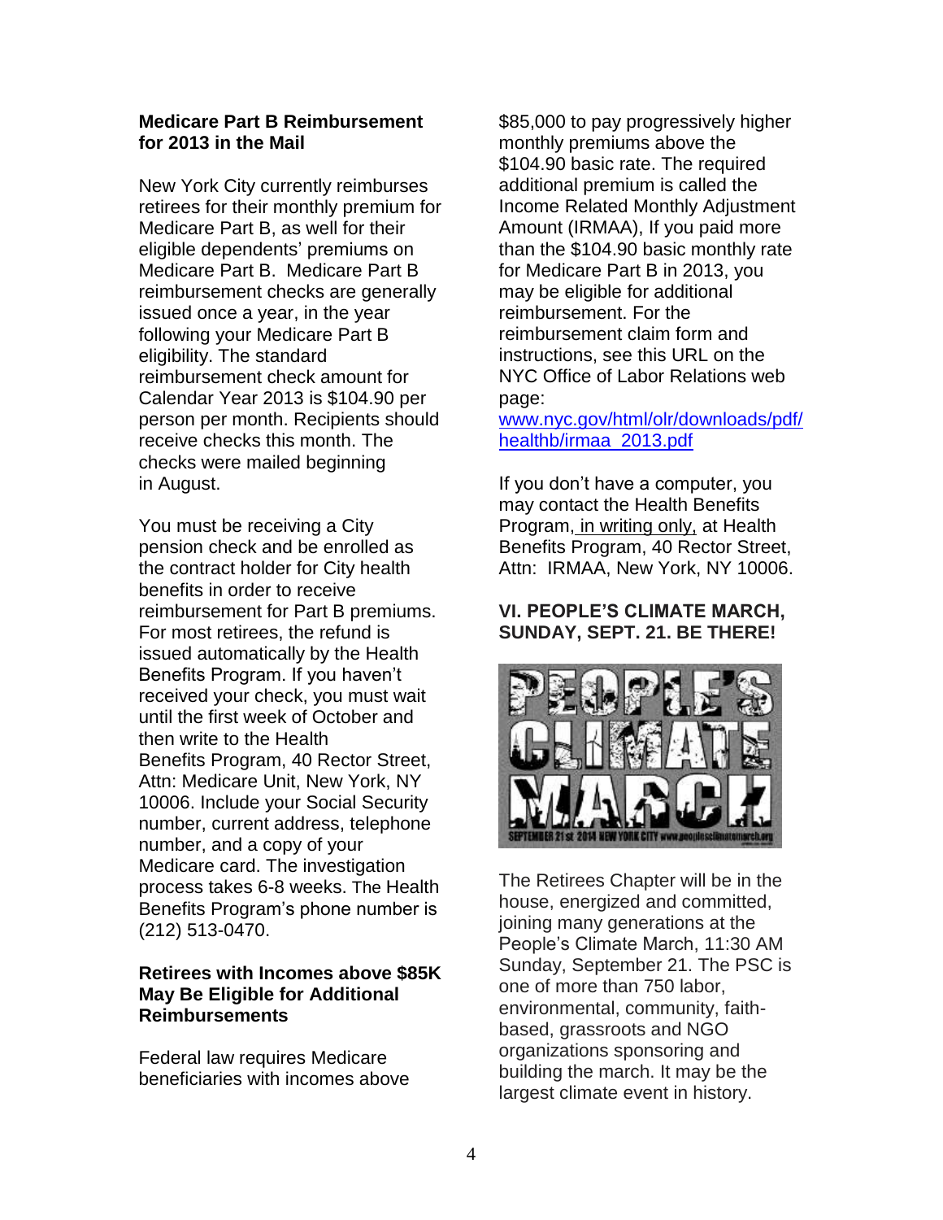**Medicare Part B Reimbursement for 2013 in the Mail**

New York City currently reimburses retirees for their monthly premium for Medicare Part B, as well for their eligible dependents' premiums on Medicare Part B. Medicare Part B reimbursement checks are generally issued once a year, in the year following your Medicare Part B eligibility. The standard reimbursement check amount for Calendar Year 2013 is $104.90 per person per month. Recipients should receive checks this month. The checks were mailed beginning in August.

You must be receiving a City pension check and be enrolled as the contract holder for City health benefits in order to receive reimbursement for Part B premiums. For most retirees, the refund is issued automatically by the Health Benefits Program. If you haven't received your check, you must wait until the first week of October and then write to the Health Benefits Program, 40 Rector Street, Attn: Medicare Unit, New York, NY 10006. Include your Social Security number, current address, telephone number, and a copy of your Medicare card. The investigation process takes 6-8 weeks. The Health Benefits Program's phone number is (212) 513-0470.

**Retirees with Incomes above $85K May Be Eligible for Additional Reimbursements**

Federal law requires Medicare beneficiaries with incomes above $85,000 to pay progressively higher monthly premiums above the $104.90 basic rate. The required additional premium is called the Income Related Monthly Adjustment Amount (IRMAA), If you paid more than the $104.90 basic monthly rate for Medicare Part B in 2013, you may be eligible for additional reimbursement. For the reimbursement claim form and instructions, see this URL on the NYC Office of Labor Relations web page: [www.nyc.gov/html/olr/downloads/pdf/healthb/irmaa_2013.pdf](www.nyc.gov/html/olr/downloads/pdf/healthb/irmaa_2013.pdf)

If you don't have a computer, you may contact the Health Benefits Program, in writing only, at Health Benefits Program, 40 Rector Street, Attn: IRMAA, New York, NY 10006.

**VI. PEOPLE'S CLIMATE MARCH, SUNDAY, SEPT. 21. BE THERE!**

The Retirees Chapter will be in the house, energized and committed, joining many generations at the People's Climate March, 11:30 AM Sunday, September 21. The PSC is one of more than 750 labor, environmental, community, faith-based, grassroots and NGO organizations sponsoring and building the march. It may be the largest climate event in history.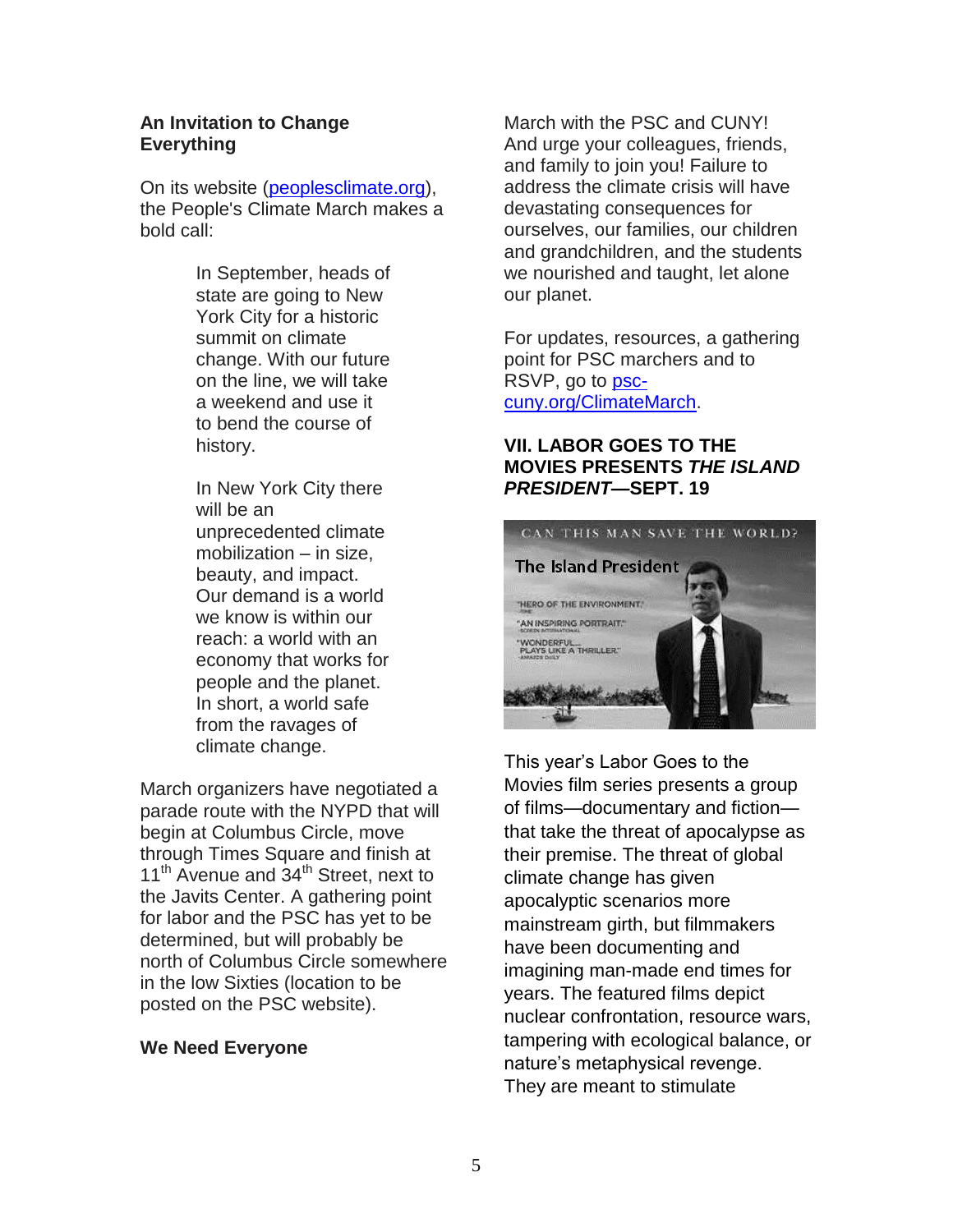**An Invitation to Change Everything**

On its website (peoplesclimate.org), the People's Climate March makes a bold call:

> In September, heads of state are going to New York City for a historic summit on climate change. With our future on the line, we will take a weekend and use it to bend the course of history.
>
> In New York City there will be an unprecedented climate mobilization – in size, beauty, and impact. Our demand is a world we know is within our reach: a world with an economy that works for people and the planet. In short, a world safe from the ravages of climate change.

March organizers have negotiated a parade route with the NYPD that will begin at Columbus Circle, move through Times Square and finish at 11th Avenue and 34th Street, next to the Javits Center. A gathering point for labor and the PSC has yet to be determined, but will probably be north of Columbus Circle somewhere in the low Sixties (location to be posted on the PSC website).

**We Need Everyone**

March with the PSC and CUNY! And urge your colleagues, friends, and family to join you! Failure to address the climate crisis will have devastating consequences for ourselves, our families, our children and grandchildren, and the students we nourished and taught, let alone our planet.

For updates, resources, a gathering point for PSC marchers and to RSVP, go to psc-cuny.org/ClimateMarch.

## VII. LABOR GOES TO THE MOVIES PRESENTS *THE ISLAND PRESIDENT*—SEPT. 19

This year's Labor Goes to the Movies film series presents a group of films—documentary and fiction—that take the threat of apocalypse as their premise. The threat of global climate change has given apocalyptic scenarios more mainstream girth, but filmmakers have been documenting and imagining man-made end times for years. The featured films depict nuclear confrontation, resource wars, tampering with ecological balance, or nature's metaphysical revenge. They are meant to stimulate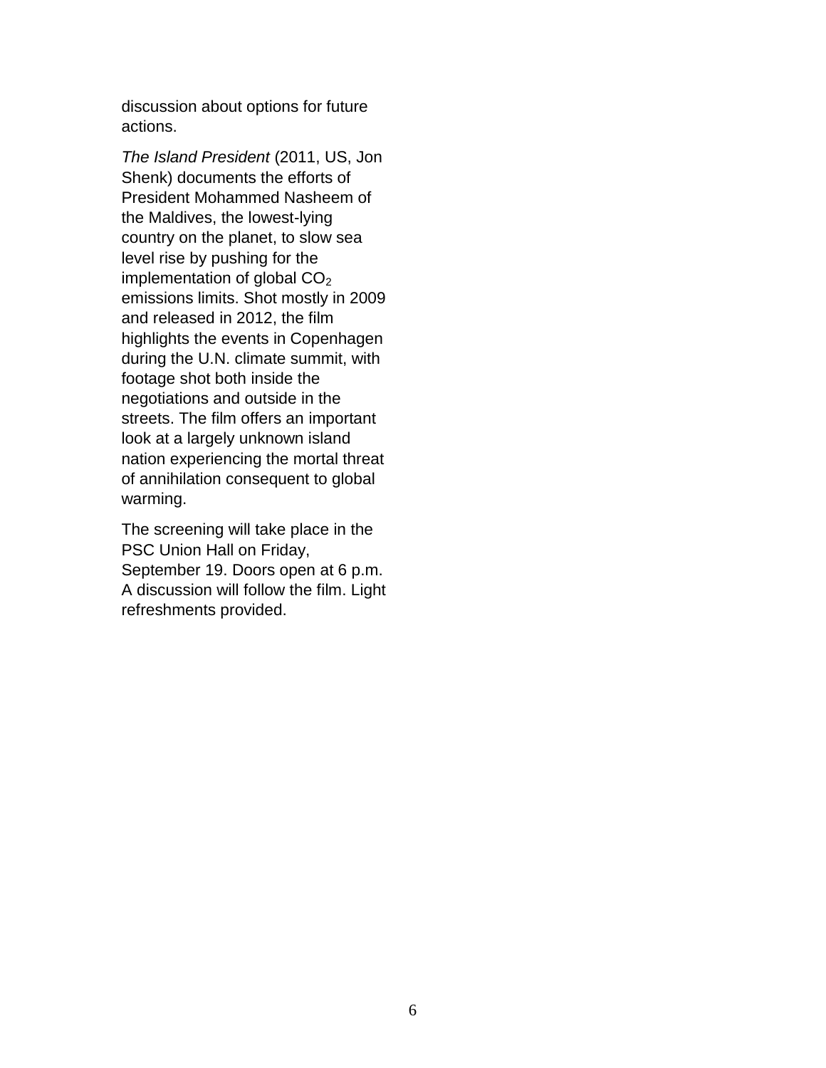discussion about options for future actions.

*The Island President* (2011, US, Jon Shenk) documents the efforts of President Mohammed Nasheem of the Maldives, the lowest-lying country on the planet, to slow sea level rise by pushing for the implementation of global $CO_2$ emissions limits. Shot mostly in 2009 and released in 2012, the film highlights the events in Copenhagen during the U.N. climate summit, with footage shot both inside the negotiations and outside in the streets. The film offers an important look at a largely unknown island nation experiencing the mortal threat of annihilation consequent to global warming.

The screening will take place in the PSC Union Hall on Friday, September 19. Doors open at 6 p.m. A discussion will follow the film. Light refreshments provided.